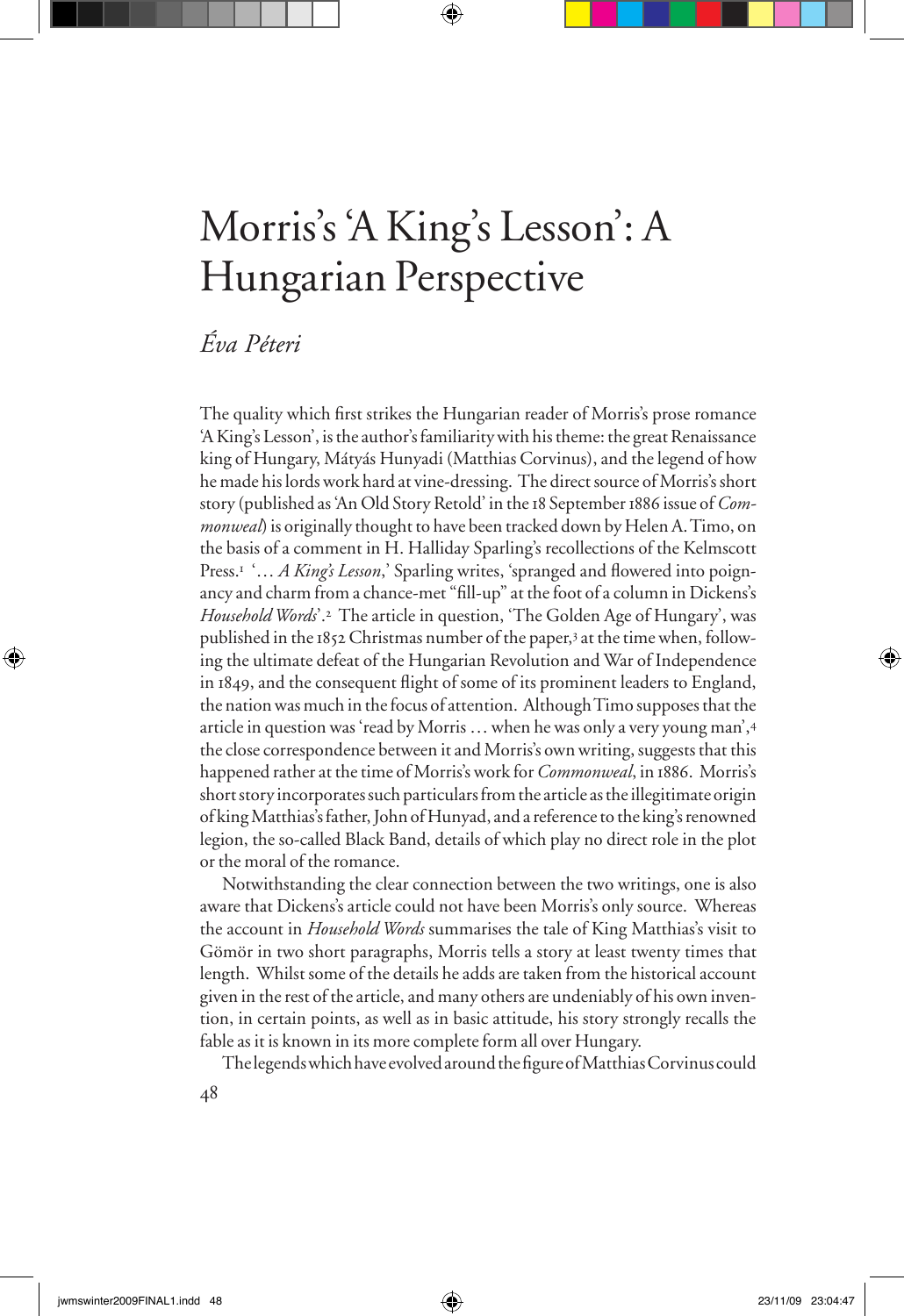# Morris's 'A King's Lesson': A Hungarian Perspective

*Éva Péteri*

The quality which first strikes the Hungarian reader of Morris's prose romance 'A King's Lesson', is the author's familiarity with his theme: the great Renaissance king of Hungary, Mátyás Hunyadi (Matthias Corvinus), and the legend of how he made his lords work hard at vine-dressing. The direct source of Morris's short story (published as 'An Old Story Retold' in the 18 September 1886 issue of *Commonweal*) is originally thought to have been tracked down by Helen A. Timo, on the basis of a comment in H. Halliday Sparling's recollections of the Kelmscott Press.[1] '… *A King's Lesson*,' Sparling writes, 'spranged and flowered into poignancy and charm from a chance-met "fill-up" at the foot of a column in Dickens's *Household Words*'.[2] The article in question, 'The Golden Age of Hungary', was published in the 1852 Christmas number of the paper,[3] at the time when, following the ultimate defeat of the Hungarian Revolution and War of Independence in 1849, and the consequent flight of some of its prominent leaders to England, the nation was much in the focus of attention. Although Timo supposes that the article in question was 'read by Morris … when he was only a very young man',[4] the close correspondence between it and Morris's own writing, suggests that this happened rather at the time of Morris's work for *Commonweal*, in 1886. Morris's short story incorporates such particulars from the article as the illegitimate origin of king Matthias's father, John of Hunyad, and a reference to the king's renowned legion, the so-called Black Band, details of which play no direct role in the plot or the moral of the romance.

Notwithstanding the clear connection between the two writings, one is also aware that Dickens's article could not have been Morris's only source. Whereas the account in *Household Words* summarises the tale of King Matthias's visit to Gömör in two short paragraphs, Morris tells a story at least twenty times that length. Whilst some of the details he adds are taken from the historical account given in the rest of the article, and many others are undeniably of his own invention, in certain points, as well as in basic attitude, his story strongly recalls the fable as it is known in its more complete form all over Hungary.

The legends which have evolved around the figure of Matthias Corvinus could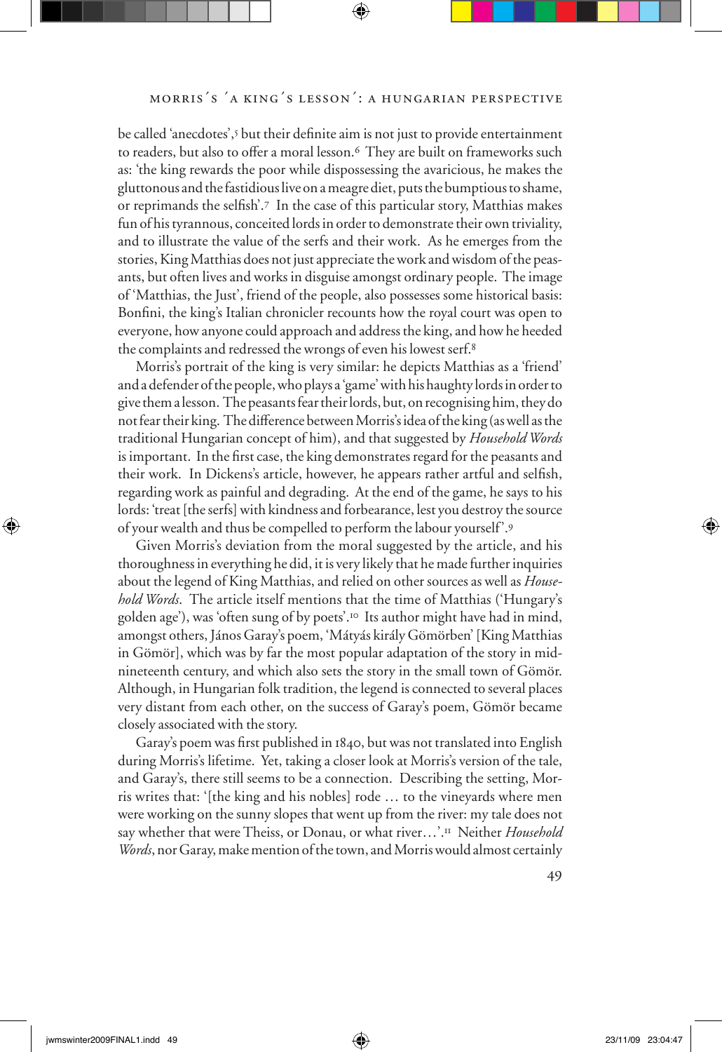be called 'anecdotes',[5] but their definite aim is not just to provide entertainment to readers, but also to offer a moral lesson.[6] They are built on frameworks such as: 'the king rewards the poor while dispossessing the avaricious, he makes the gluttonous and the fastidious live on a meagre diet, puts the bumptious to shame, or reprimands the selfish'.[7] In the case of this particular story, Matthias makes fun of his tyrannous, conceited lords in order to demonstrate their own triviality, and to illustrate the value of the serfs and their work. As he emerges from the stories, King Matthias does not just appreciate the work and wisdom of the peasants, but often lives and works in disguise amongst ordinary people. The image of 'Matthias, the Just', friend of the people, also possesses some historical basis: Bonfini, the king's Italian chronicler recounts how the royal court was open to everyone, how anyone could approach and address the king, and how he heeded the complaints and redressed the wrongs of even his lowest serf.[8]

Morris's portrait of the king is very similar: he depicts Matthias as a 'friend' and a defender of the people, who plays a 'game' with his haughty lords in order to give them a lesson. The peasants fear their lords, but, on recognising him, they do not fear their king. The difference between Morris's idea of the king (as well as the traditional Hungarian concept of him), and that suggested by *Household Words* is important. In the first case, the king demonstrates regard for the peasants and their work. In Dickens's article, however, he appears rather artful and selfish, regarding work as painful and degrading. At the end of the game, he says to his lords: 'treat [the serfs] with kindness and forbearance, lest you destroy the source of your wealth and thus be compelled to perform the labour yourself'.[9]

Given Morris's deviation from the moral suggested by the article, and his thoroughness in everything he did, it is very likely that he made further inquiries about the legend of King Matthias, and relied on other sources as well as *Household Words*. The article itself mentions that the time of Matthias ('Hungary's golden age'), was 'often sung of by poets'.[10] Its author might have had in mind, amongst others, János Garay's poem, 'Mátyás király Gömörben' [King Matthias in Gömör], which was by far the most popular adaptation of the story in mid-nineteenth century, and which also sets the story in the small town of Gömör. Although, in Hungarian folk tradition, the legend is connected to several places very distant from each other, on the success of Garay's poem, Gömör became closely associated with the story.

Garay's poem was first published in 1840, but was not translated into English during Morris's lifetime. Yet, taking a closer look at Morris's version of the tale, and Garay's, there still seems to be a connection. Describing the setting, Morris writes that: '[the king and his nobles] rode … to the vineyards where men were working on the sunny slopes that went up from the river: my tale does not say whether that were Theiss, or Donau, or what river…'.[11] Neither *Household Words*, nor Garay, make mention of the town, and Morris would almost certainly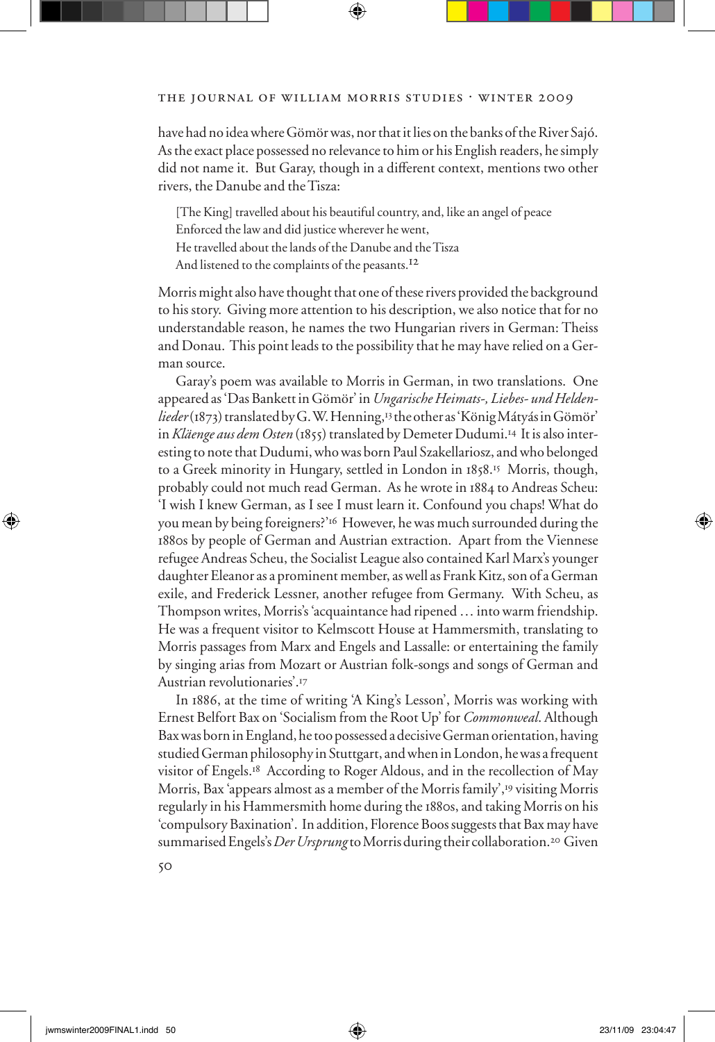have had no idea where Gömör was, nor that it lies on the banks of the River Sajó. As the exact place possessed no relevance to him or his English readers, he simply did not name it. But Garay, though in a different context, mentions two other rivers, the Danube and the Tisza:

> [The King] travelled about his beautiful country, and, like an angel of peace
> Enforced the law and did justice wherever he went,
> He travelled about the lands of the Danube and the Tisza
> And listened to the complaints of the peasants.[12]

Morris might also have thought that one of these rivers provided the background to his story. Giving more attention to his description, we also notice that for no understandable reason, he names the two Hungarian rivers in German: Theiss and Donau. This point leads to the possibility that he may have relied on a German source.

Garay's poem was available to Morris in German, in two translations. One appeared as 'Das Bankett in Gömör' in *Ungarische Heimats-, Liebes- und Heldenlieder* (1873) translated by G. W. Henning,[13] the other as 'König Mátyás in Gömör' in *Kläenge aus dem Osten* (1855) translated by Demeter Dudumi.[14] It is also interesting to note that Dudumi, who was born Paul Szakellariosz, and who belonged to a Greek minority in Hungary, settled in London in 1858.[15] Morris, though, probably could not much read German. As he wrote in 1884 to Andreas Scheu: 'I wish I knew German, as I see I must learn it. Confound you chaps! What do you mean by being foreigners?'[16] However, he was much surrounded during the 1880s by people of German and Austrian extraction. Apart from the Viennese refugee Andreas Scheu, the Socialist League also contained Karl Marx's younger daughter Eleanor as a prominent member, as well as Frank Kitz, son of a German exile, and Frederick Lessner, another refugee from Germany. With Scheu, as Thompson writes, Morris's 'acquaintance had ripened … into warm friendship. He was a frequent visitor to Kelmscott House at Hammersmith, translating to Morris passages from Marx and Engels and Lassalle: or entertaining the family by singing arias from Mozart or Austrian folk-songs and songs of German and Austrian revolutionaries'.[17]

In 1886, at the time of writing 'A King's Lesson', Morris was working with Ernest Belfort Bax on 'Socialism from the Root Up' for *Commonweal*. Although Bax was born in England, he too possessed a decisive German orientation, having studied German philosophy in Stuttgart, and when in London, he was a frequent visitor of Engels.[18] According to Roger Aldous, and in the recollection of May Morris, Bax 'appears almost as a member of the Morris family',[19] visiting Morris regularly in his Hammersmith home during the 1880s, and taking Morris on his 'compulsory Baxination'. In addition, Florence Boos suggests that Bax may have summarised Engels's *Der Ursprung* to Morris during their collaboration.[20] Given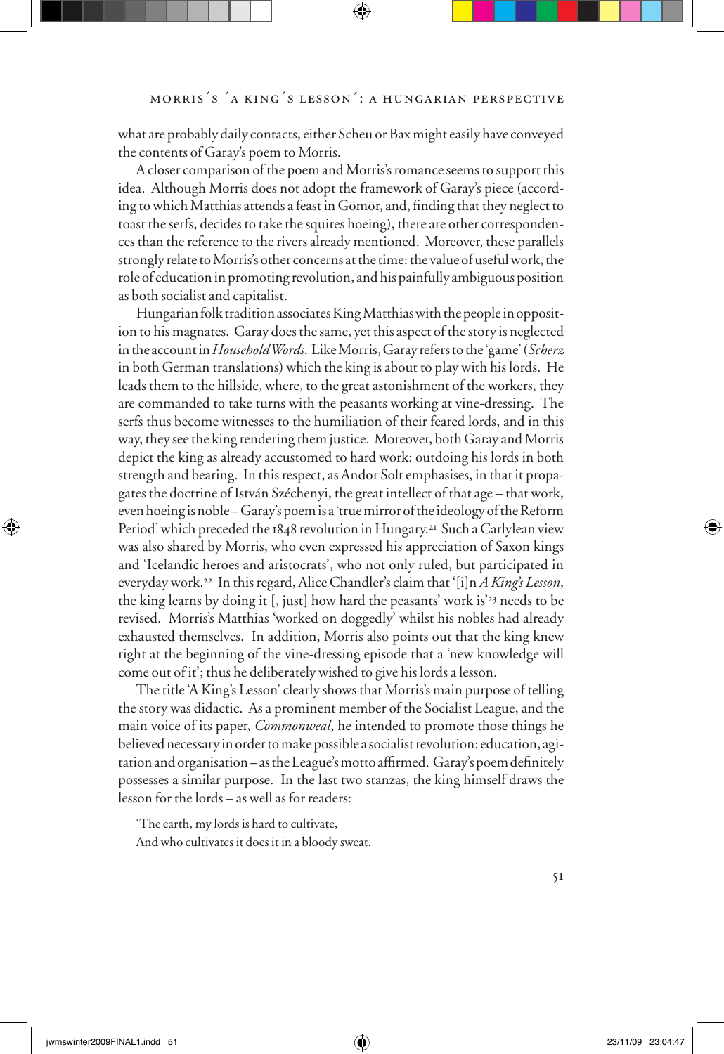what are probably daily contacts, either Scheu or Bax might easily have conveyed the contents of Garay's poem to Morris.

A closer comparison of the poem and Morris's romance seems to support this idea. Although Morris does not adopt the framework of Garay's piece (according to which Matthias attends a feast in Gömör, and, finding that they neglect to toast the serfs, decides to take the squires hoeing), there are other correspondences than the reference to the rivers already mentioned. Moreover, these parallels strongly relate to Morris's other concerns at the time: the value of useful work, the role of education in promoting revolution, and his painfully ambiguous position as both socialist and capitalist.

Hungarian folk tradition associates King Matthias with the people in opposition to his magnates. Garay does the same, yet this aspect of the story is neglected in the account in *Household Words*. Like Morris, Garay refers to the 'game' (*Scherz* in both German translations) which the king is about to play with his lords. He leads them to the hillside, where, to the great astonishment of the workers, they are commanded to take turns with the peasants working at vine-dressing. The serfs thus become witnesses to the humiliation of their feared lords, and in this way, they see the king rendering them justice. Moreover, both Garay and Morris depict the king as already accustomed to hard work: outdoing his lords in both strength and bearing. In this respect, as Andor Solt emphasises, in that it propagates the doctrine of István Széchenyi, the great intellect of that age – that work, even hoeing is noble – Garay's poem is a 'true mirror of the ideology of the Reform Period' which preceded the 1848 revolution in Hungary.[21] Such a Carlylean view was also shared by Morris, who even expressed his appreciation of Saxon kings and 'Icelandic heroes and aristocrats', who not only ruled, but participated in everyday work.[22] In this regard, Alice Chandler's claim that '[i]n *A King's Lesson*, the king learns by doing it [, just] how hard the peasants' work is'[23] needs to be revised. Morris's Matthias 'worked on doggedly' whilst his nobles had already exhausted themselves. In addition, Morris also points out that the king knew right at the beginning of the vine-dressing episode that a 'new knowledge will come out of it'; thus he deliberately wished to give his lords a lesson.

The title 'A King's Lesson' clearly shows that Morris's main purpose of telling the story was didactic. As a prominent member of the Socialist League, and the main voice of its paper, *Commonweal*, he intended to promote those things he believed necessary in order to make possible a socialist revolution: education, agitation and organisation – as the League's motto affirmed. Garay's poem definitely possesses a similar purpose. In the last two stanzas, the king himself draws the lesson for the lords – as well as for readers:

'The earth, my lords is hard to cultivate,
And who cultivates it does it in a bloody sweat.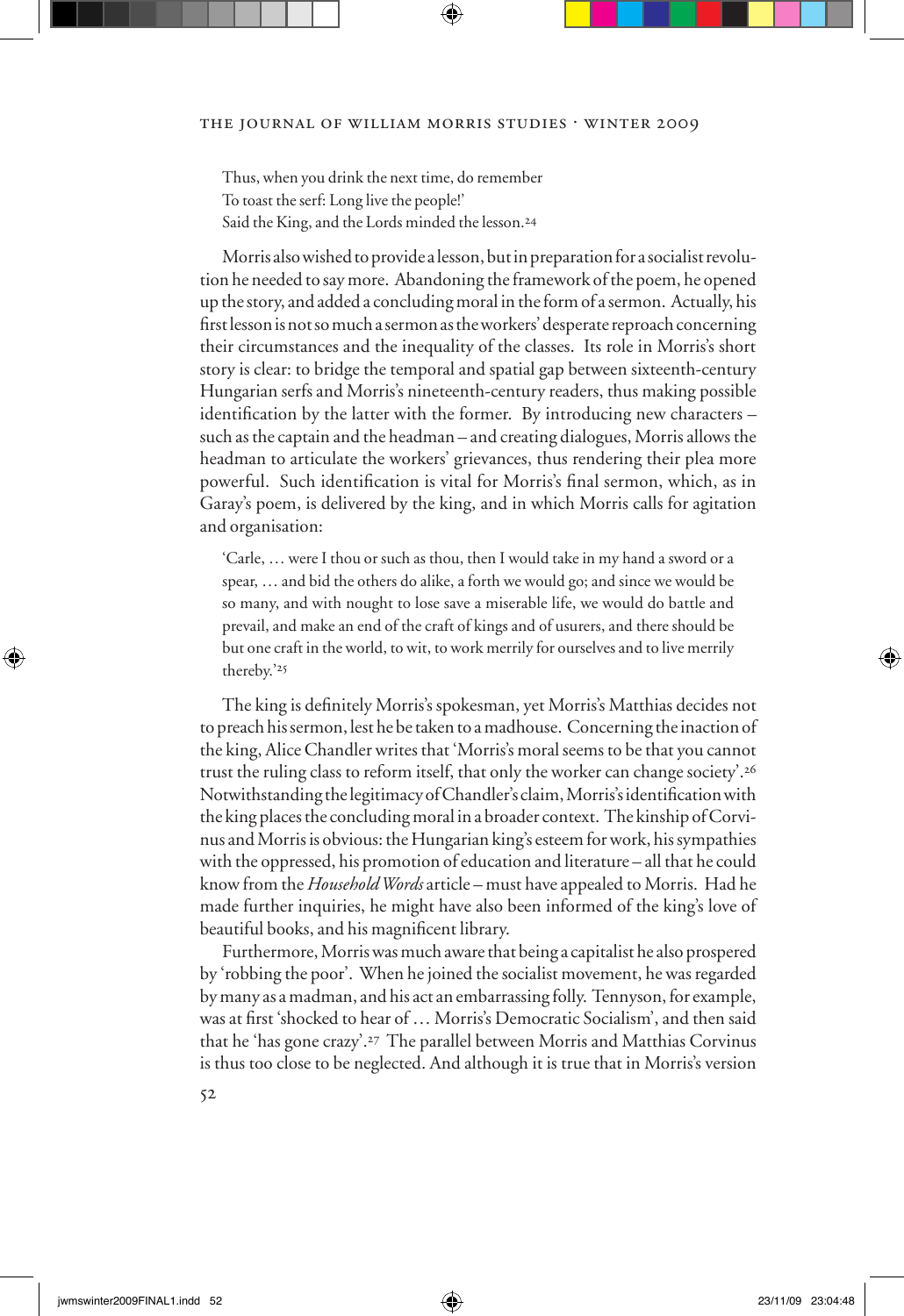> Thus, when you drink the next time, do remember
> To toast the serf: Long live the people!'
> Said the King, and the Lords minded the lesson.[24]

Morris also wished to provide a lesson, but in preparation for a socialist revolution he needed to say more. Abandoning the framework of the poem, he opened up the story, and added a concluding moral in the form of a sermon. Actually, his first lesson is not so much a sermon as the workers' desperate reproach concerning their circumstances and the inequality of the classes. Its role in Morris's short story is clear: to bridge the temporal and spatial gap between sixteenth-century Hungarian serfs and Morris's nineteenth-century readers, thus making possible identification by the latter with the former. By introducing new characters – such as the captain and the headman – and creating dialogues, Morris allows the headman to articulate the workers' grievances, thus rendering their plea more powerful. Such identification is vital for Morris's final sermon, which, as in Garay's poem, is delivered by the king, and in which Morris calls for agitation and organisation:

> 'Carle, … were I thou or such as thou, then I would take in my hand a sword or a spear, … and bid the others do alike, a forth we would go; and since we would be so many, and with nought to lose save a miserable life, we would do battle and prevail, and make an end of the craft of kings and of usurers, and there should be but one craft in the world, to wit, to work merrily for ourselves and to live merrily thereby.'[25]

The king is definitely Morris's spokesman, yet Morris's Matthias decides not to preach his sermon, lest he be taken to a madhouse. Concerning the inaction of the king, Alice Chandler writes that 'Morris's moral seems to be that you cannot trust the ruling class to reform itself, that only the worker can change society'.[26] Notwithstanding the legitimacy of Chandler's claim, Morris's identification with the king places the concluding moral in a broader context. The kinship of Corvinus and Morris is obvious: the Hungarian king's esteem for work, his sympathies with the oppressed, his promotion of education and literature – all that he could know from the *Household Words* article – must have appealed to Morris. Had he made further inquiries, he might have also been informed of the king's love of beautiful books, and his magnificent library.

Furthermore, Morris was much aware that being a capitalist he also prospered by 'robbing the poor'. When he joined the socialist movement, he was regarded by many as a madman, and his act an embarrassing folly. Tennyson, for example, was at first 'shocked to hear of … Morris's Democratic Socialism', and then said that he 'has gone crazy'.[27] The parallel between Morris and Matthias Corvinus is thus too close to be neglected. And although it is true that in Morris's version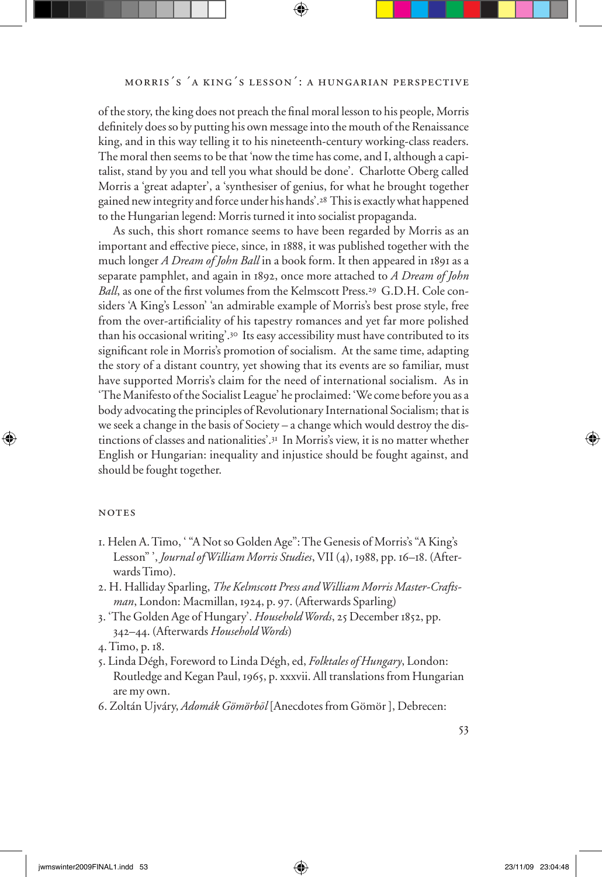of the story, the king does not preach the final moral lesson to his people, Morris definitely does so by putting his own message into the mouth of the Renaissance king, and in this way telling it to his nineteenth-century working-class readers. The moral then seems to be that 'now the time has come, and I, although a capitalist, stand by you and tell you what should be done'. Charlotte Oberg called Morris a 'great adapter', a 'synthesiser of genius, for what he brought together gained new integrity and force under his hands'.[28] This is exactly what happened to the Hungarian legend: Morris turned it into socialist propaganda.

As such, this short romance seems to have been regarded by Morris as an important and effective piece, since, in 1888, it was published together with the much longer *A Dream of John Ball* in a book form. It then appeared in 1891 as a separate pamphlet, and again in 1892, once more attached to *A Dream of John Ball*, as one of the first volumes from the Kelmscott Press.[29] G.D.H. Cole considers 'A King's Lesson' 'an admirable example of Morris's best prose style, free from the over-artificiality of his tapestry romances and yet far more polished than his occasional writing'.[30] Its easy accessibility must have contributed to its significant role in Morris's promotion of socialism. At the same time, adapting the story of a distant country, yet showing that its events are so familiar, must have supported Morris's claim for the need of international socialism. As in 'The Manifesto of the Socialist League' he proclaimed: 'We come before you as a body advocating the principles of Revolutionary International Socialism; that is we seek a change in the basis of Society – a change which would destroy the distinctions of classes and nationalities'.[31] In Morris's view, it is no matter whether English or Hungarian: inequality and injustice should be fought against, and should be fought together.

## NOTES

1. Helen A. Timo, ' "A Not so Golden Age": The Genesis of Morris's "A King's Lesson" ', *Journal of William Morris Studies*, VII (4), 1988, pp. 16–18. (Afterwards Timo).
2. H. Halliday Sparling, *The Kelmscott Press and William Morris Master-Craftsman*, London: Macmillan, 1924, p. 97. (Afterwards Sparling)
3. 'The Golden Age of Hungary'. *Household Words*, 25 December 1852, pp. 342–44. (Afterwards *Household Words*)
4. Timo, p. 18.
5. Linda Dégh, Foreword to Linda Dégh, ed, *Folktales of Hungary*, London: Routledge and Kegan Paul, 1965, p. xxxvii. All translations from Hungarian are my own.
6. Zoltán Ujváry, *Adomák Gömörből* [Anecdotes from Gömör ], Debrecen: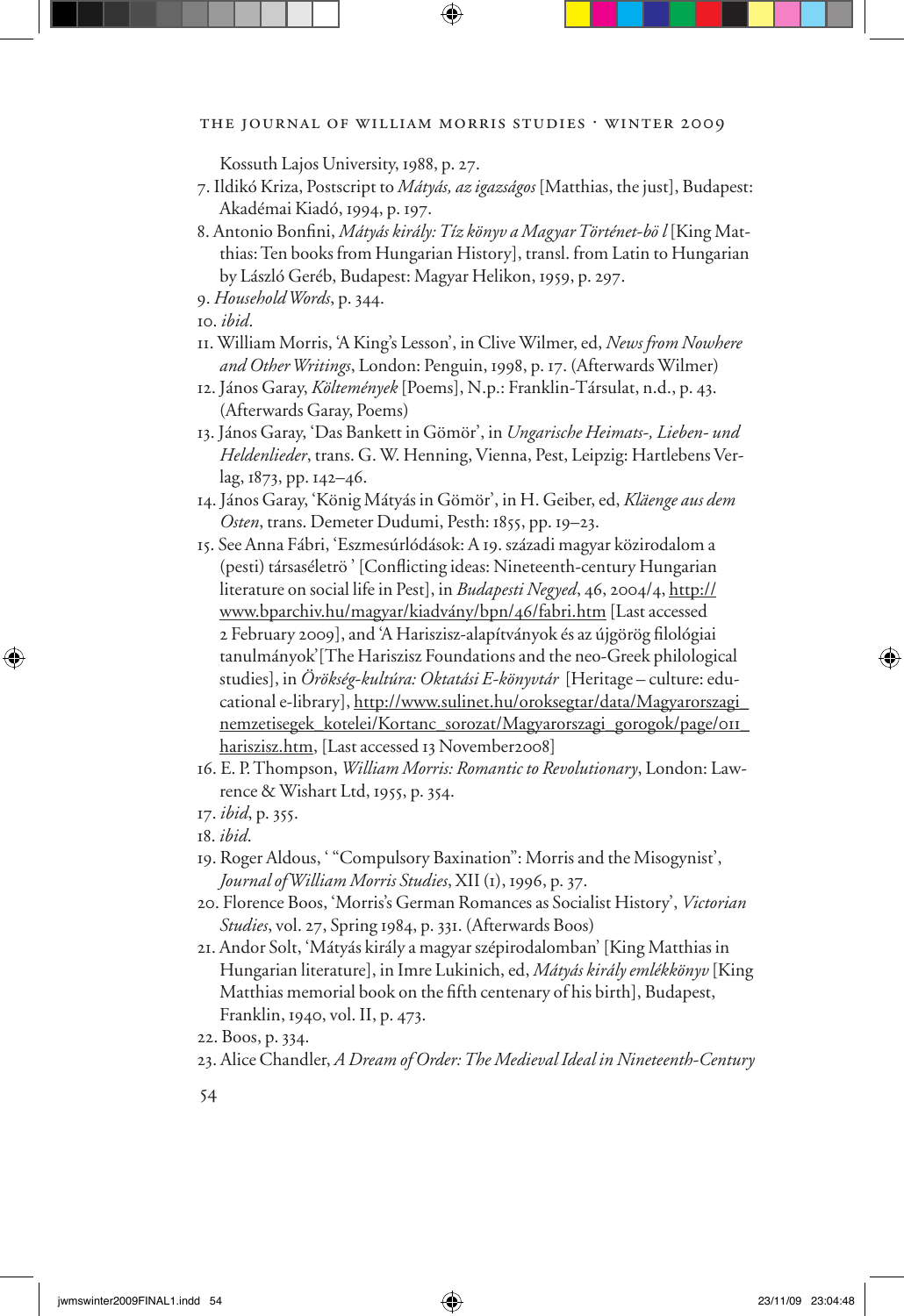Kossuth Lajos University, 1988, p. 27.

7. Ildikó Kriza, Postscript to *Mátyás, az igazságos* [Matthias, the just], Budapest: Akadémai Kiadó, 1994, p. 197.

8. Antonio Bonfini, *Mátyás király: Tíz könyv a Magyar Történet-bö l* [King Matthias: Ten books from Hungarian History], transl. from Latin to Hungarian by László Geréb, Budapest: Magyar Helikon, 1959, p. 297.

9. *Household Words*, p. 344.

10. *ibid*.

11. William Morris, 'A King's Lesson', in Clive Wilmer, ed, *News from Nowhere and Other Writings*, London: Penguin, 1998, p. 17. (Afterwards Wilmer)

12. János Garay, *Költemények* [Poems], N.p.: Franklin-Társulat, n.d., p. 43. (Afterwards Garay, Poems)

13. János Garay, 'Das Bankett in Gömör', in *Ungarische Heimats-, Lieben- und Heldenlieder*, trans. G. W. Henning, Vienna, Pest, Leipzig: Hartlebens Verlag, 1873, pp. 142–46.

14. János Garay, 'König Mátyás in Gömör', in H. Geiber, ed, *Kläenge aus dem Osten*, trans. Demeter Dudumi, Pesth: 1855, pp. 19–23.

15. See Anna Fábri, 'Eszmesúrlódások: A 19. századi magyar közirodalom a (pesti) társaséletrö ' [Conflicting ideas: Nineteenth-century Hungarian literature on social life in Pest], in *Budapesti Negyed*, 46, 2004/4, http://www.bparchiv.hu/magyar/kiadvány/bpn/46/fabri.htm [Last accessed 2 February 2009], and 'A Hariszisz-alapítványok és az újgörög filológiai tanulmányok' [The Hariszisz Foundations and the neo-Greek philological studies], in *Örökség-kultúra: Oktatási E-könyvtár* [Heritage – culture: educational e-library], http://www.sulinet.hu/oroksegtar/data/Magyarorszagi_nemzetisegek_kotelei/Kortanc_sorozat/Magyarorszagi_gorogok/page/011_hariszisz.htm, [Last accessed 13 November2008]

16. E. P. Thompson, *William Morris: Romantic to Revolutionary*, London: Lawrence & Wishart Ltd, 1955, p. 354.

17. *ibid*, p. 355.

18. *ibid*.

19. Roger Aldous, ' "Compulsory Baxination": Morris and the Misogynist', *Journal of William Morris Studies*, XII (1), 1996, p. 37.

20. Florence Boos, 'Morris's German Romances as Socialist History', *Victorian Studies*, vol. 27, Spring 1984, p. 331. (Afterwards Boos)

21. Andor Solt, 'Mátyás király a magyar szépirodalomban' [King Matthias in Hungarian literature], in Imre Lukinich, ed, *Mátyás király emlékkönyv* [King Matthias memorial book on the fifth centenary of his birth], Budapest, Franklin, 1940, vol. II, p. 473.

22. Boos, p. 334.

23. Alice Chandler, *A Dream of Order: The Medieval Ideal in Nineteenth-Century*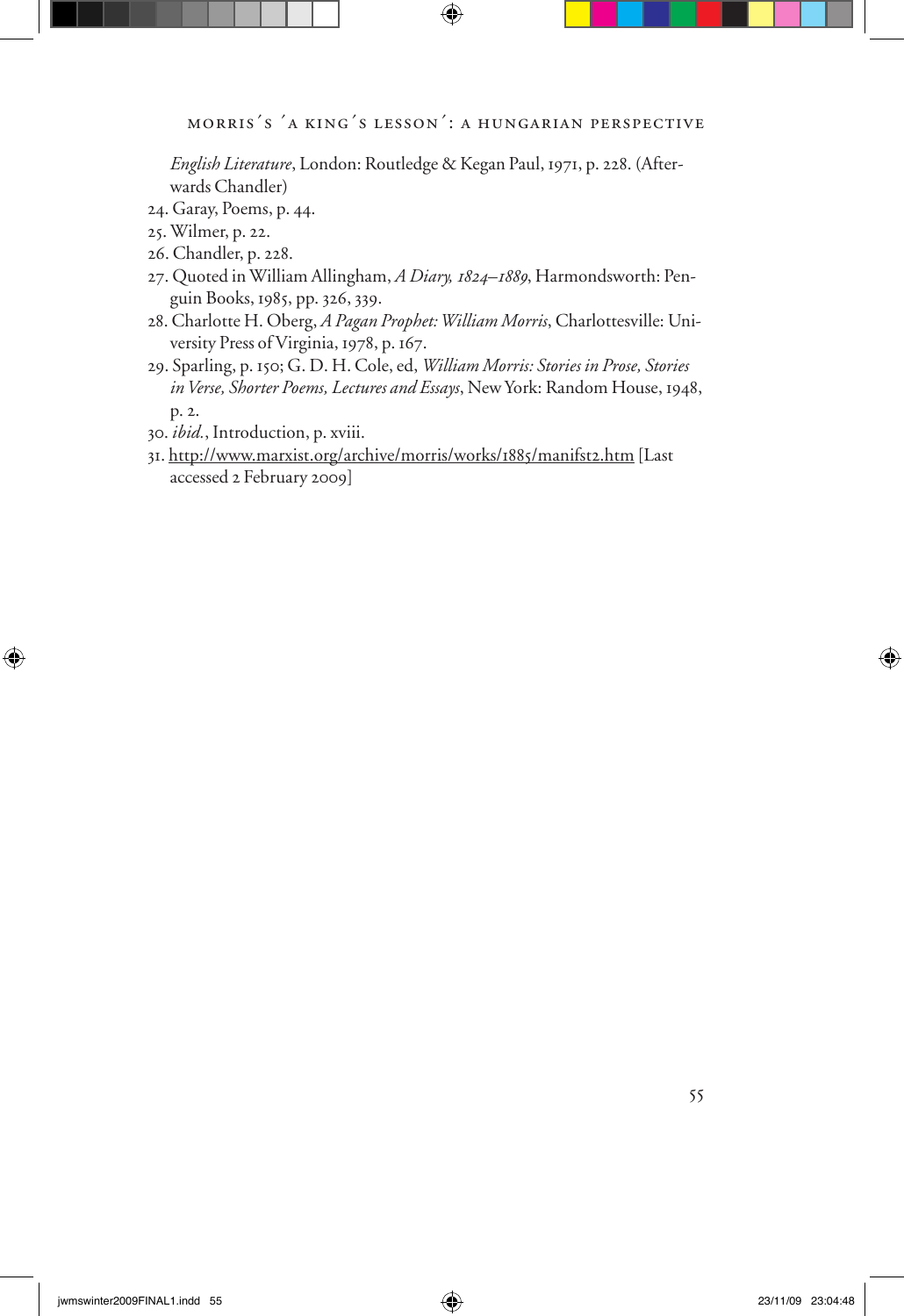*English Literature*, London: Routledge & Kegan Paul, 1971, p. 228. (Afterwards Chandler)

24. Garay, Poems, p. 44.
25. Wilmer, p. 22.
26. Chandler, p. 228.
27. Quoted in William Allingham, *A Diary, 1824–1889*, Harmondsworth: Penguin Books, 1985, pp. 326, 339.
28. Charlotte H. Oberg, *A Pagan Prophet: William Morris*, Charlottesville: University Press of Virginia, 1978, p. 167.
29. Sparling, p. 150; G. D. H. Cole, ed, *William Morris: Stories in Prose, Stories in Verse, Shorter Poems, Lectures and Essays*, New York: Random House, 1948, p. 2.
30. *ibid.*, Introduction, p. xviii.
31. http://www.marxist.org/archive/morris/works/1885/manifst2.htm [Last accessed 2 February 2009]